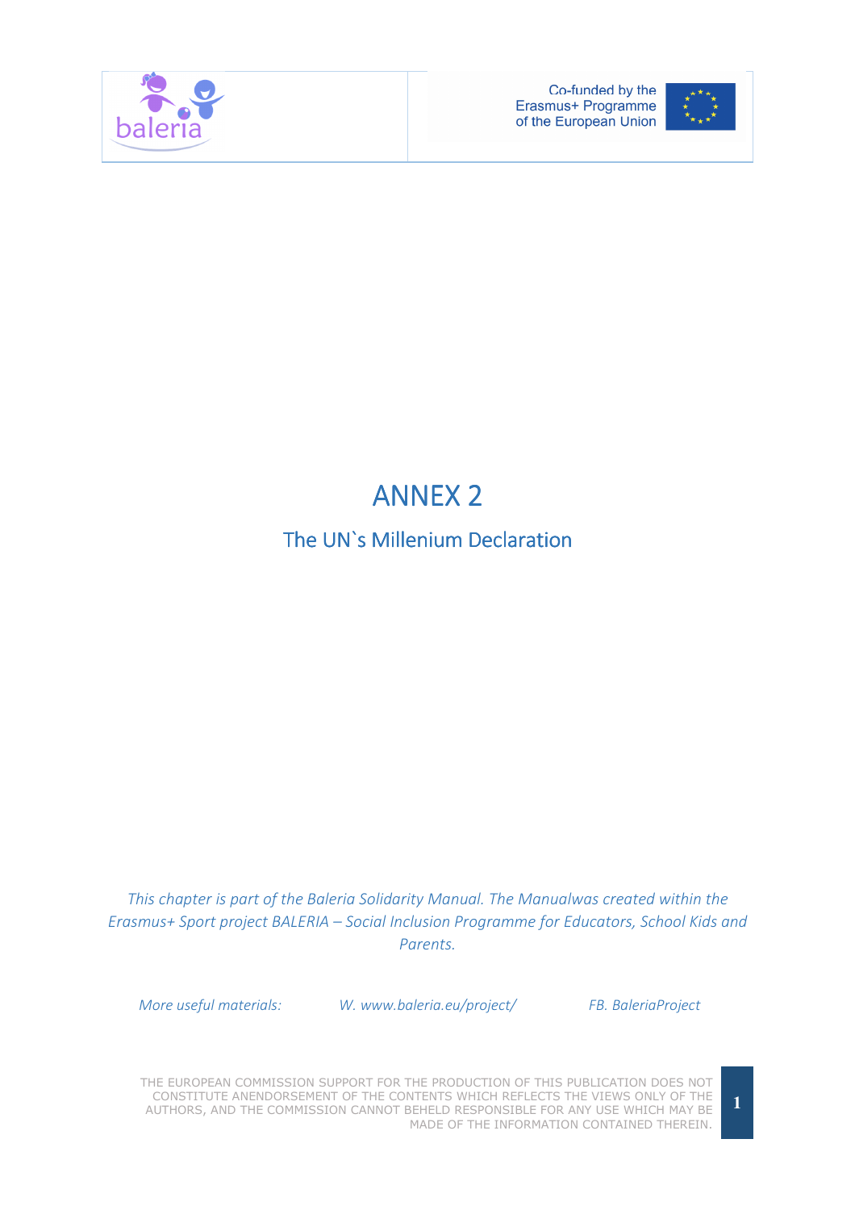# ANNEX 2

## The UN`s Millenium Declaration

*This chapter is part of the Baleria Solidarity Manual. The Manualwas created within the Erasmus+ Sport project BALERIA – Social Inclusion Programme for Educators, School Kids and Parents.*

*More useful materials:* *W. www.baleria.eu/project/* *FB. BaleriaProject*

THE EUROPEAN COMMISSION SUPPORT FOR THE PRODUCTION OF THIS PUBLICATION DOES NOT CONSTITUTE ANENDORSEMENT OF THE CONTENTS WHICH REFLECTS THE VIEWS ONLY OF THE AUTHORS, AND THE COMMISSION CANNOT BEHELD RESPONSIBLE FOR ANY USE WHICH MAY BE MADE OF THE INFORMATION CONTAINED THEREIN.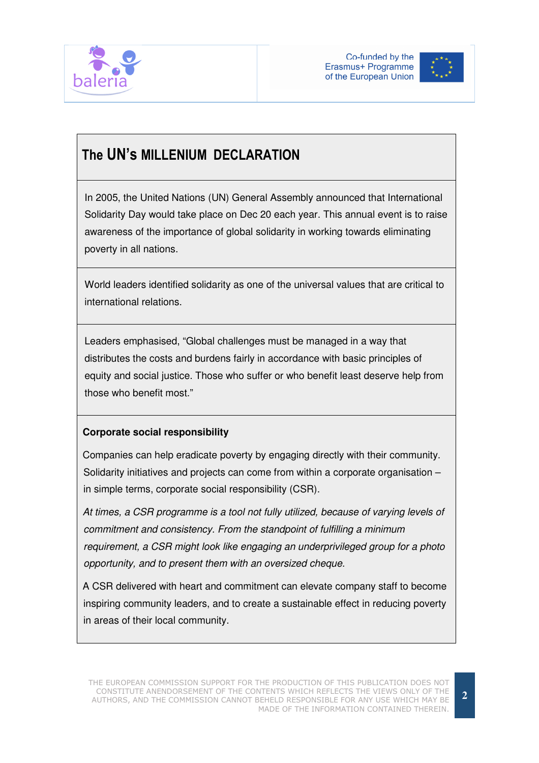## The UN's MILLENIUM DECLARATION

In 2005, the United Nations (UN) General Assembly announced that International Solidarity Day would take place on Dec 20 each year. This annual event is to raise awareness of the importance of global solidarity in working towards eliminating poverty in all nations.

World leaders identified solidarity as one of the universal values that are critical to international relations.

Leaders emphasised, "Global challenges must be managed in a way that distributes the costs and burdens fairly in accordance with basic principles of equity and social justice. Those who suffer or who benefit least deserve help from those who benefit most."

**Corporate social responsibility**

Companies can help eradicate poverty by engaging directly with their community. Solidarity initiatives and projects can come from within a corporate organisation – in simple terms, corporate social responsibility (CSR).

*At times, a CSR programme is a tool not fully utilized, because of varying levels of commitment and consistency. From the standpoint of fulfilling a minimum requirement, a CSR might look like engaging an underprivileged group for a photo opportunity, and to present them with an oversized cheque.*

A CSR delivered with heart and commitment can elevate company staff to become inspiring community leaders, and to create a sustainable effect in reducing poverty in areas of their local community.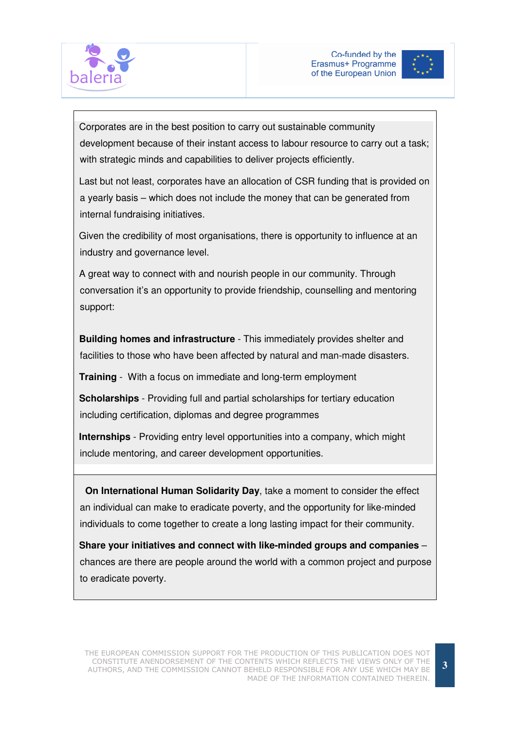Corporates are in the best position to carry out sustainable community development because of their instant access to labour resource to carry out a task; with strategic minds and capabilities to deliver projects efficiently.

Last but not least, corporates have an allocation of CSR funding that is provided on a yearly basis – which does not include the money that can be generated from internal fundraising initiatives.

Given the credibility of most organisations, there is opportunity to influence at an industry and governance level.

A great way to connect with and nourish people in our community. Through conversation it's an opportunity to provide friendship, counselling and mentoring support:

**Building homes and infrastructure** - This immediately provides shelter and facilities to those who have been affected by natural and man-made disasters.

**Training** - With a focus on immediate and long-term employment

**Scholarships** - Providing full and partial scholarships for tertiary education including certification, diplomas and degree programmes

**Internships** - Providing entry level opportunities into a company, which might include mentoring, and career development opportunities.

**On International Human Solidarity Day**, take a moment to consider the effect an individual can make to eradicate poverty, and the opportunity for like-minded individuals to come together to create a long lasting impact for their community.

**Share your initiatives and connect with like-minded groups and companies** – chances are there are people around the world with a common project and purpose to eradicate poverty.